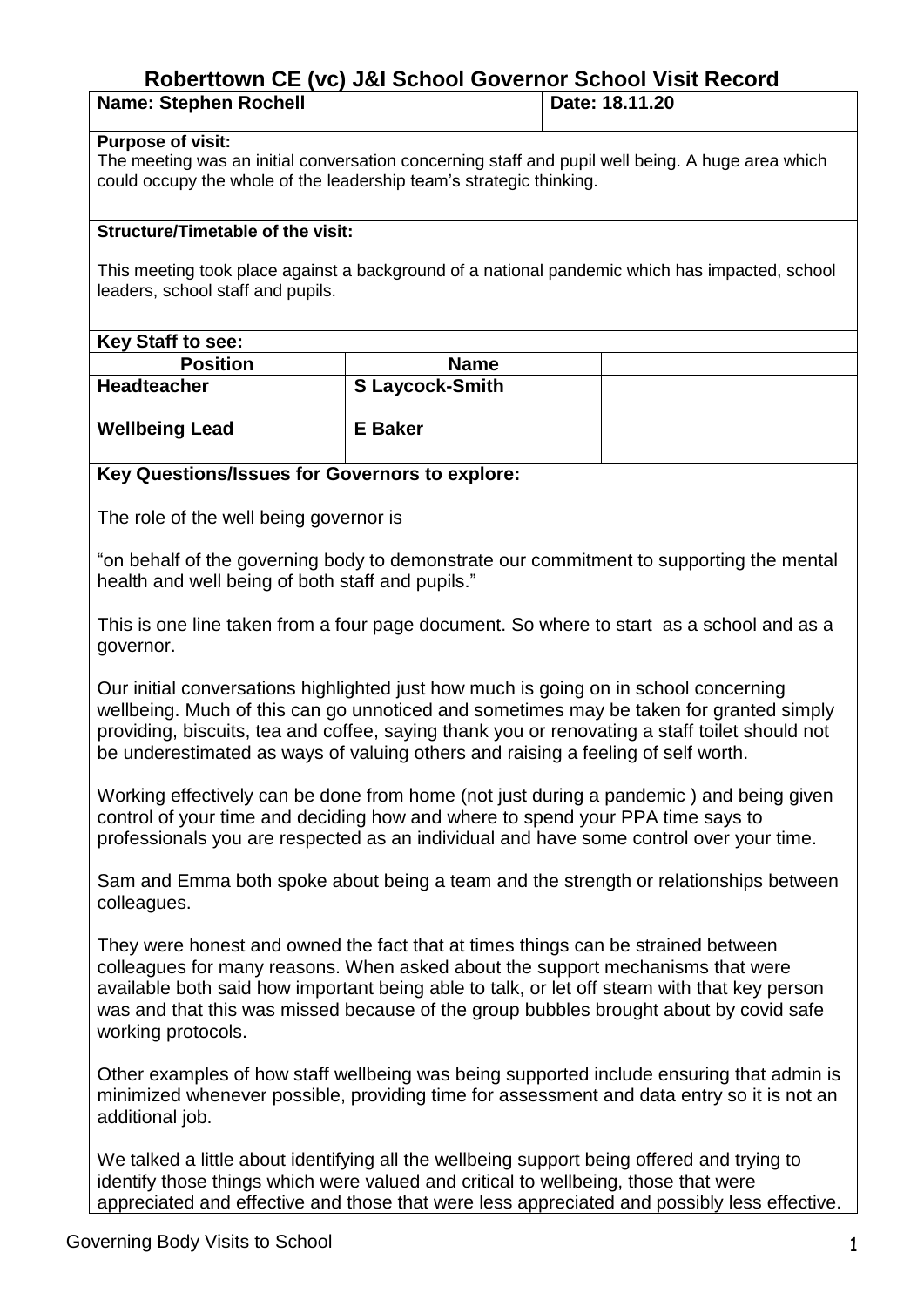# Roberttown CE (vc) J&I School Governor School Visit Record

| Name: Stephen Rochell | Date: 18.11.20 |
|---|---|

**Purpose of visit:**

The meeting was an initial conversation concerning staff and pupil well being. A huge area which could occupy the whole of the leadership team's strategic thinking.

**Structure/Timetable of the visit:**

This meeting took place against a background of a national pandemic which has impacted, school leaders, school staff and pupils.

**Key Staff to see:**

| Position | Name | |
|---|---|---|
| **Headteacher** | **S Laycock-Smith** | |
| **Wellbeing Lead** | **E Baker** | |

**Key Questions/Issues for Governors to explore:**

The role of the well being governor is

"on behalf of the governing body to demonstrate our commitment to supporting the mental health and well being of both staff and pupils."

This is one line taken from a four page document. So where to start as a school and as a governor.

Our initial conversations highlighted just how much is going on in school concerning wellbeing. Much of this can go unnoticed and sometimes may be taken for granted simply providing, biscuits, tea and coffee, saying thank you or renovating a staff toilet should not be underestimated as ways of valuing others and raising a feeling of self worth.

Working effectively can be done from home (not just during a pandemic ) and being given control of your time and deciding how and where to spend your PPA time says to professionals you are respected as an individual and have some control over your time.

Sam and Emma both spoke about being a team and the strength or relationships between colleagues.

They were honest and owned the fact that at times things can be strained between colleagues for many reasons. When asked about the support mechanisms that were available both said how important being able to talk, or let off steam with that key person was and that this was missed because of the group bubbles brought about by covid safe working protocols.

Other examples of how staff wellbeing was being supported include ensuring that admin is minimized whenever possible, providing time for assessment and data entry so it is not an additional job.

We talked a little about identifying all the wellbeing support being offered and trying to identify those things which were valued and critical to wellbeing, those that were appreciated and effective and those that were less appreciated and possibly less effective.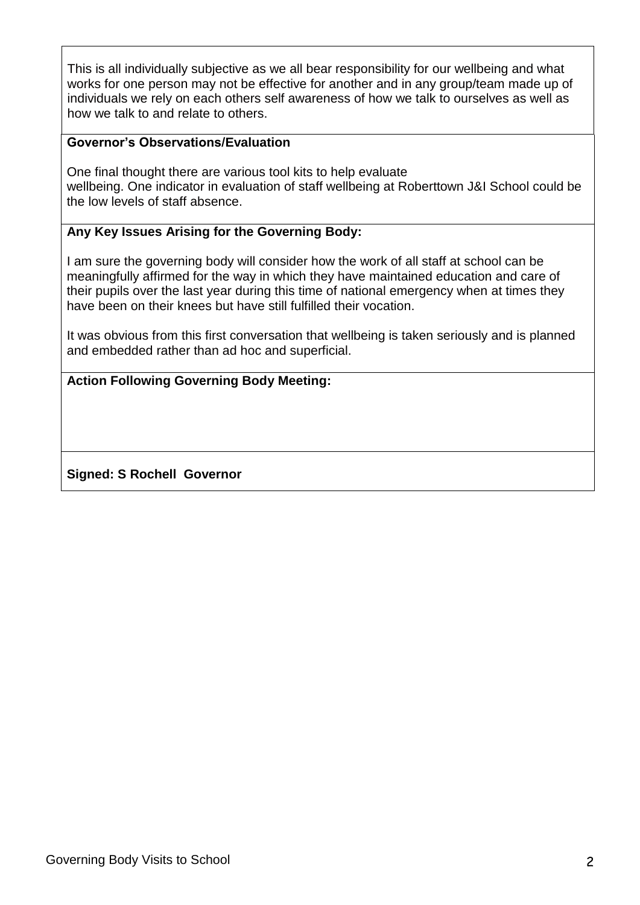This is all individually subjective as we all bear responsibility for our wellbeing and what works for one person may not be effective for another and in any group/team made up of individuals we rely on each others self awareness of how we talk to ourselves as well as how we talk to and relate to others.

**Governor's Observations/Evaluation**

One final thought there are various tool kits to help evaluate wellbeing. One indicator in evaluation of staff wellbeing at Roberttown J&I School could be the low levels of staff absence.

**Any Key Issues Arising for the Governing Body:**

I am sure the governing body will consider how the work of all staff at school can be meaningfully affirmed for the way in which they have maintained education and care of their pupils over the last year during this time of national emergency when at times they have been on their knees but have still fulfilled their vocation.

It was obvious from this first conversation that wellbeing is taken seriously and is planned and embedded rather than ad hoc and superficial.

**Action Following Governing Body Meeting:**

**Signed: S Rochell Governor**